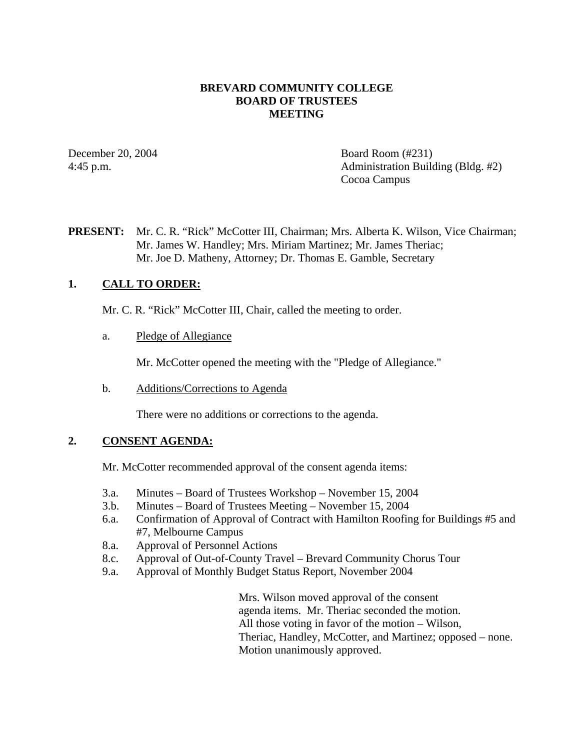# BREVARD COMMUNITY COLLEGE
# BOARD OF TRUSTEES
# MEETING

December 20, 2004
4:45 p.m.

Board Room (#231)
Administration Building (Bldg. #2)
Cocoa Campus

**PRESENT:** Mr. C. R. "Rick" McCotter III, Chairman; Mrs. Alberta K. Wilson, Vice Chairman; Mr. James W. Handley; Mrs. Miriam Martinez; Mr. James Theriac; Mr. Joe D. Matheny, Attorney; Dr. Thomas E. Gamble, Secretary

## 1. CALL TO ORDER:

Mr. C. R. "Rick" McCotter III, Chair, called the meeting to order.

a. Pledge of Allegiance

Mr. McCotter opened the meeting with the "Pledge of Allegiance."

b. Additions/Corrections to Agenda

There were no additions or corrections to the agenda.

## 2. CONSENT AGENDA:

Mr. McCotter recommended approval of the consent agenda items:

- 3.a. Minutes – Board of Trustees Workshop – November 15, 2004
- 3.b. Minutes – Board of Trustees Meeting – November 15, 2004
- 6.a. Confirmation of Approval of Contract with Hamilton Roofing for Buildings #5 and #7, Melbourne Campus
- 8.a. Approval of Personnel Actions
- 8.c. Approval of Out-of-County Travel – Brevard Community Chorus Tour
- 9.a. Approval of Monthly Budget Status Report, November 2004

Mrs. Wilson moved approval of the consent agenda items. Mr. Theriac seconded the motion. All those voting in favor of the motion – Wilson, Theriac, Handley, McCotter, and Martinez; opposed – none. Motion unanimously approved.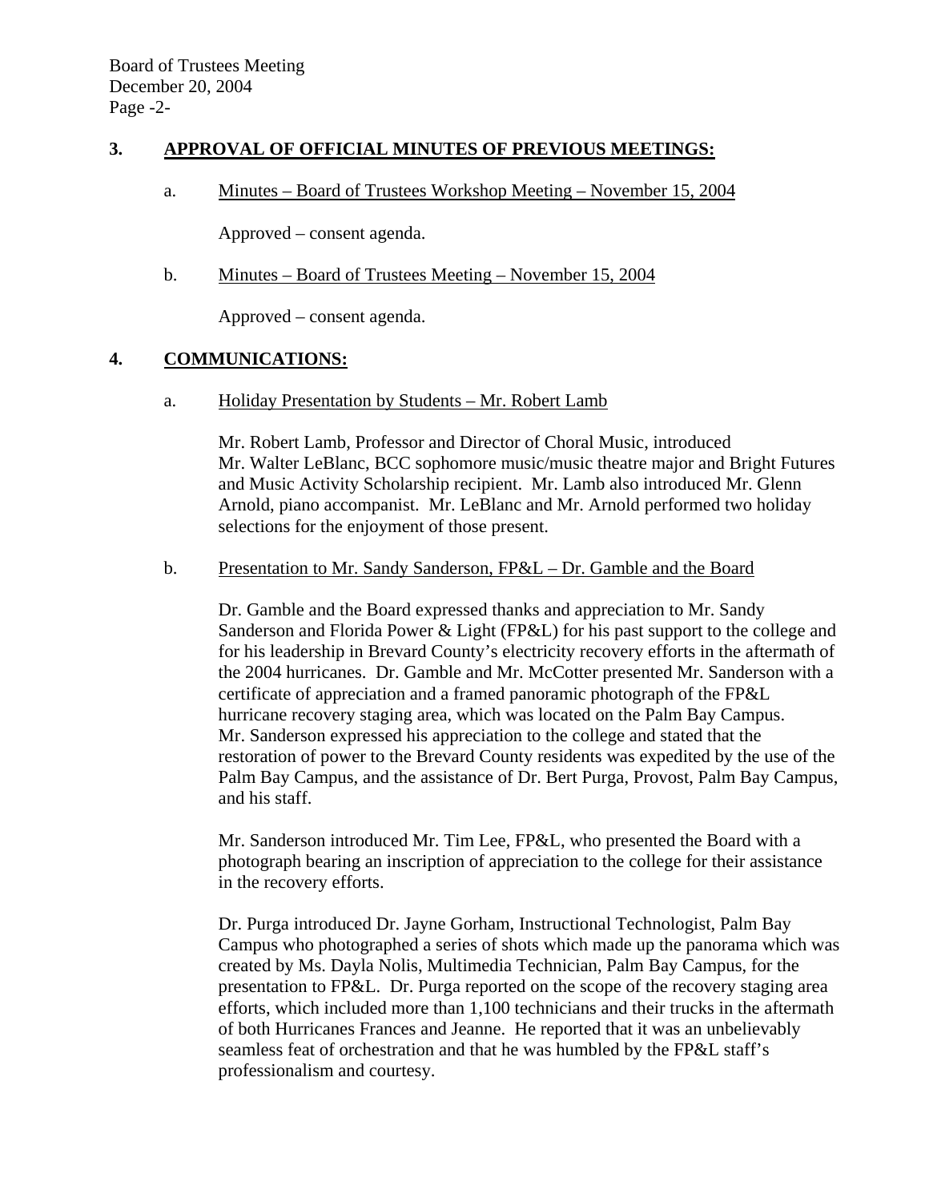## 3. APPROVAL OF OFFICIAL MINUTES OF PREVIOUS MEETINGS:

a. Minutes – Board of Trustees Workshop Meeting – November 15, 2004

Approved – consent agenda.

b. Minutes – Board of Trustees Meeting – November 15, 2004

Approved – consent agenda.

## 4. COMMUNICATIONS:

a. Holiday Presentation by Students – Mr. Robert Lamb

Mr. Robert Lamb, Professor and Director of Choral Music, introduced Mr. Walter LeBlanc, BCC sophomore music/music theatre major and Bright Futures and Music Activity Scholarship recipient. Mr. Lamb also introduced Mr. Glenn Arnold, piano accompanist. Mr. LeBlanc and Mr. Arnold performed two holiday selections for the enjoyment of those present.

b. Presentation to Mr. Sandy Sanderson, FP&L – Dr. Gamble and the Board

Dr. Gamble and the Board expressed thanks and appreciation to Mr. Sandy Sanderson and Florida Power & Light (FP&L) for his past support to the college and for his leadership in Brevard County's electricity recovery efforts in the aftermath of the 2004 hurricanes. Dr. Gamble and Mr. McCotter presented Mr. Sanderson with a certificate of appreciation and a framed panoramic photograph of the FP&L hurricane recovery staging area, which was located on the Palm Bay Campus. Mr. Sanderson expressed his appreciation to the college and stated that the restoration of power to the Brevard County residents was expedited by the use of the Palm Bay Campus, and the assistance of Dr. Bert Purga, Provost, Palm Bay Campus, and his staff.

Mr. Sanderson introduced Mr. Tim Lee, FP&L, who presented the Board with a photograph bearing an inscription of appreciation to the college for their assistance in the recovery efforts.

Dr. Purga introduced Dr. Jayne Gorham, Instructional Technologist, Palm Bay Campus who photographed a series of shots which made up the panorama which was created by Ms. Dayla Nolis, Multimedia Technician, Palm Bay Campus, for the presentation to FP&L. Dr. Purga reported on the scope of the recovery staging area efforts, which included more than 1,100 technicians and their trucks in the aftermath of both Hurricanes Frances and Jeanne. He reported that it was an unbelievably seamless feat of orchestration and that he was humbled by the FP&L staff's professionalism and courtesy.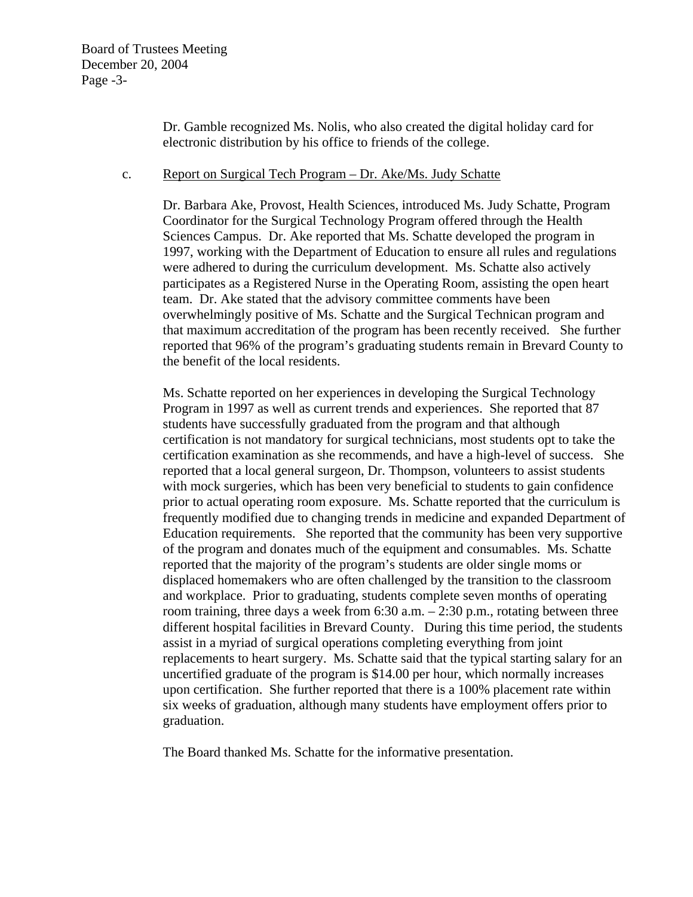Dr. Gamble recognized Ms. Nolis, who also created the digital holiday card for electronic distribution by his office to friends of the college.

c. Report on Surgical Tech Program – Dr. Ake/Ms. Judy Schatte

Dr. Barbara Ake, Provost, Health Sciences, introduced Ms. Judy Schatte, Program Coordinator for the Surgical Technology Program offered through the Health Sciences Campus. Dr. Ake reported that Ms. Schatte developed the program in 1997, working with the Department of Education to ensure all rules and regulations were adhered to during the curriculum development. Ms. Schatte also actively participates as a Registered Nurse in the Operating Room, assisting the open heart team. Dr. Ake stated that the advisory committee comments have been overwhelmingly positive of Ms. Schatte and the Surgical Technican program and that maximum accreditation of the program has been recently received. She further reported that 96% of the program's graduating students remain in Brevard County to the benefit of the local residents.

Ms. Schatte reported on her experiences in developing the Surgical Technology Program in 1997 as well as current trends and experiences. She reported that 87 students have successfully graduated from the program and that although certification is not mandatory for surgical technicians, most students opt to take the certification examination as she recommends, and have a high-level of success. She reported that a local general surgeon, Dr. Thompson, volunteers to assist students with mock surgeries, which has been very beneficial to students to gain confidence prior to actual operating room exposure. Ms. Schatte reported that the curriculum is frequently modified due to changing trends in medicine and expanded Department of Education requirements. She reported that the community has been very supportive of the program and donates much of the equipment and consumables. Ms. Schatte reported that the majority of the program's students are older single moms or displaced homemakers who are often challenged by the transition to the classroom and workplace. Prior to graduating, students complete seven months of operating room training, three days a week from 6:30 a.m. – 2:30 p.m., rotating between three different hospital facilities in Brevard County. During this time period, the students assist in a myriad of surgical operations completing everything from joint replacements to heart surgery. Ms. Schatte said that the typical starting salary for an uncertified graduate of the program is $14.00 per hour, which normally increases upon certification. She further reported that there is a 100% placement rate within six weeks of graduation, although many students have employment offers prior to graduation.

The Board thanked Ms. Schatte for the informative presentation.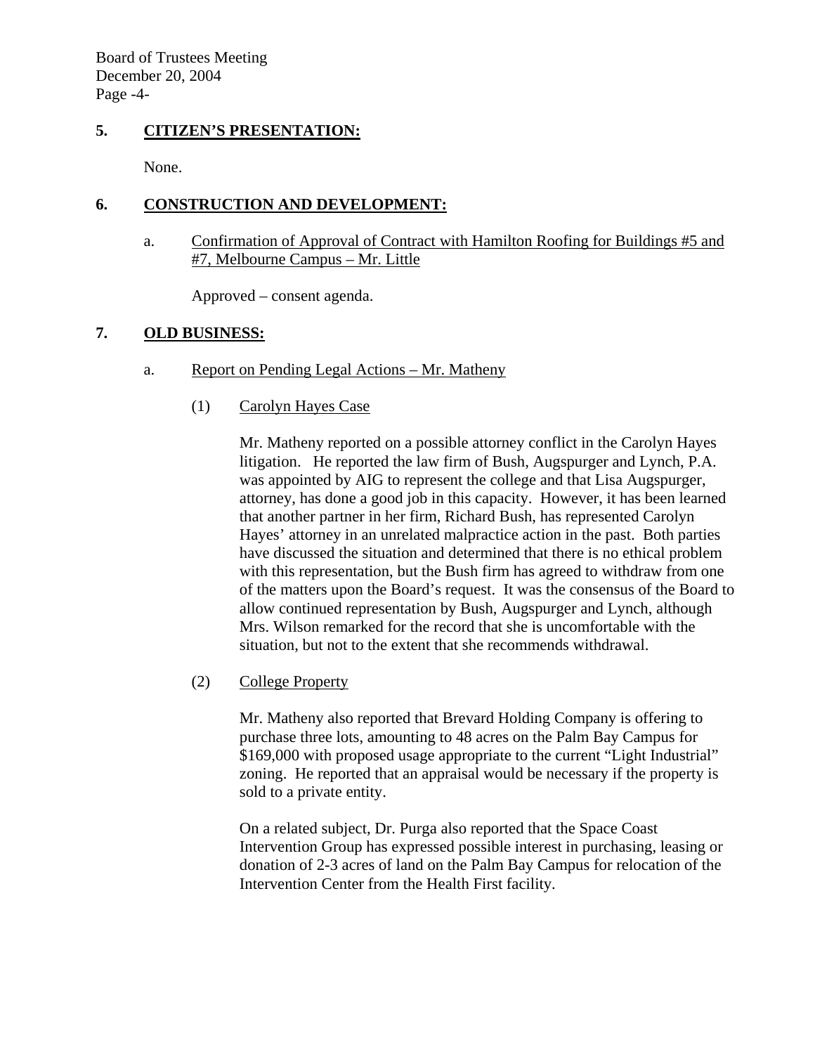## 5. CITIZEN'S PRESENTATION:

None.

## 6. CONSTRUCTION AND DEVELOPMENT:

a. Confirmation of Approval of Contract with Hamilton Roofing for Buildings #5 and #7, Melbourne Campus – Mr. Little

Approved – consent agenda.

## 7. OLD BUSINESS:

a. Report on Pending Legal Actions – Mr. Matheny

(1) Carolyn Hayes Case

Mr. Matheny reported on a possible attorney conflict in the Carolyn Hayes litigation. He reported the law firm of Bush, Augspurger and Lynch, P.A. was appointed by AIG to represent the college and that Lisa Augspurger, attorney, has done a good job in this capacity. However, it has been learned that another partner in her firm, Richard Bush, has represented Carolyn Hayes' attorney in an unrelated malpractice action in the past. Both parties have discussed the situation and determined that there is no ethical problem with this representation, but the Bush firm has agreed to withdraw from one of the matters upon the Board's request. It was the consensus of the Board to allow continued representation by Bush, Augspurger and Lynch, although Mrs. Wilson remarked for the record that she is uncomfortable with the situation, but not to the extent that she recommends withdrawal.

(2) College Property

Mr. Matheny also reported that Brevard Holding Company is offering to purchase three lots, amounting to 48 acres on the Palm Bay Campus for $169,000 with proposed usage appropriate to the current "Light Industrial" zoning. He reported that an appraisal would be necessary if the property is sold to a private entity.

On a related subject, Dr. Purga also reported that the Space Coast Intervention Group has expressed possible interest in purchasing, leasing or donation of 2-3 acres of land on the Palm Bay Campus for relocation of the Intervention Center from the Health First facility.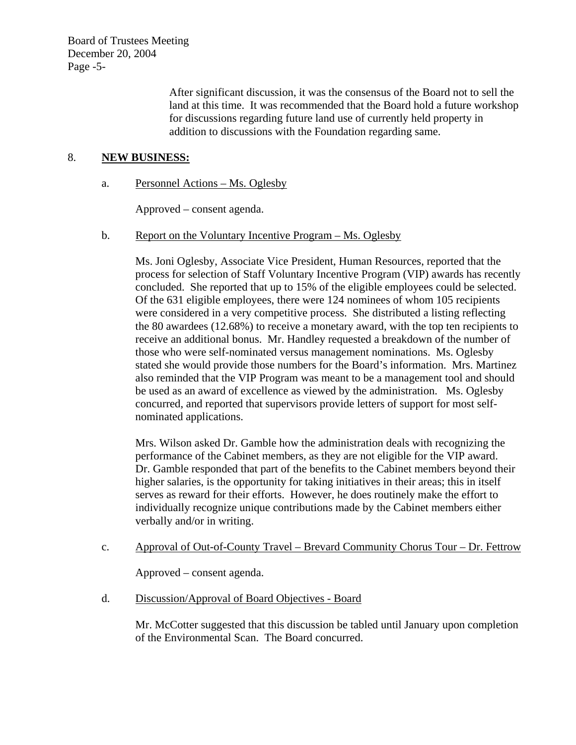After significant discussion, it was the consensus of the Board not to sell the land at this time. It was recommended that the Board hold a future workshop for discussions regarding future land use of currently held property in addition to discussions with the Foundation regarding same.

8. **NEW BUSINESS:**

a. Personnel Actions – Ms. Oglesby

Approved – consent agenda.

b. Report on the Voluntary Incentive Program – Ms. Oglesby

Ms. Joni Oglesby, Associate Vice President, Human Resources, reported that the process for selection of Staff Voluntary Incentive Program (VIP) awards has recently concluded. She reported that up to 15% of the eligible employees could be selected. Of the 631 eligible employees, there were 124 nominees of whom 105 recipients were considered in a very competitive process. She distributed a listing reflecting the 80 awardees (12.68%) to receive a monetary award, with the top ten recipients to receive an additional bonus. Mr. Handley requested a breakdown of the number of those who were self-nominated versus management nominations. Ms. Oglesby stated she would provide those numbers for the Board's information. Mrs. Martinez also reminded that the VIP Program was meant to be a management tool and should be used as an award of excellence as viewed by the administration. Ms. Oglesby concurred, and reported that supervisors provide letters of support for most self-nominated applications.

Mrs. Wilson asked Dr. Gamble how the administration deals with recognizing the performance of the Cabinet members, as they are not eligible for the VIP award. Dr. Gamble responded that part of the benefits to the Cabinet members beyond their higher salaries, is the opportunity for taking initiatives in their areas; this in itself serves as reward for their efforts. However, he does routinely make the effort to individually recognize unique contributions made by the Cabinet members either verbally and/or in writing.

c. Approval of Out-of-County Travel – Brevard Community Chorus Tour – Dr. Fettrow

Approved – consent agenda.

d. Discussion/Approval of Board Objectives - Board

Mr. McCotter suggested that this discussion be tabled until January upon completion of the Environmental Scan. The Board concurred.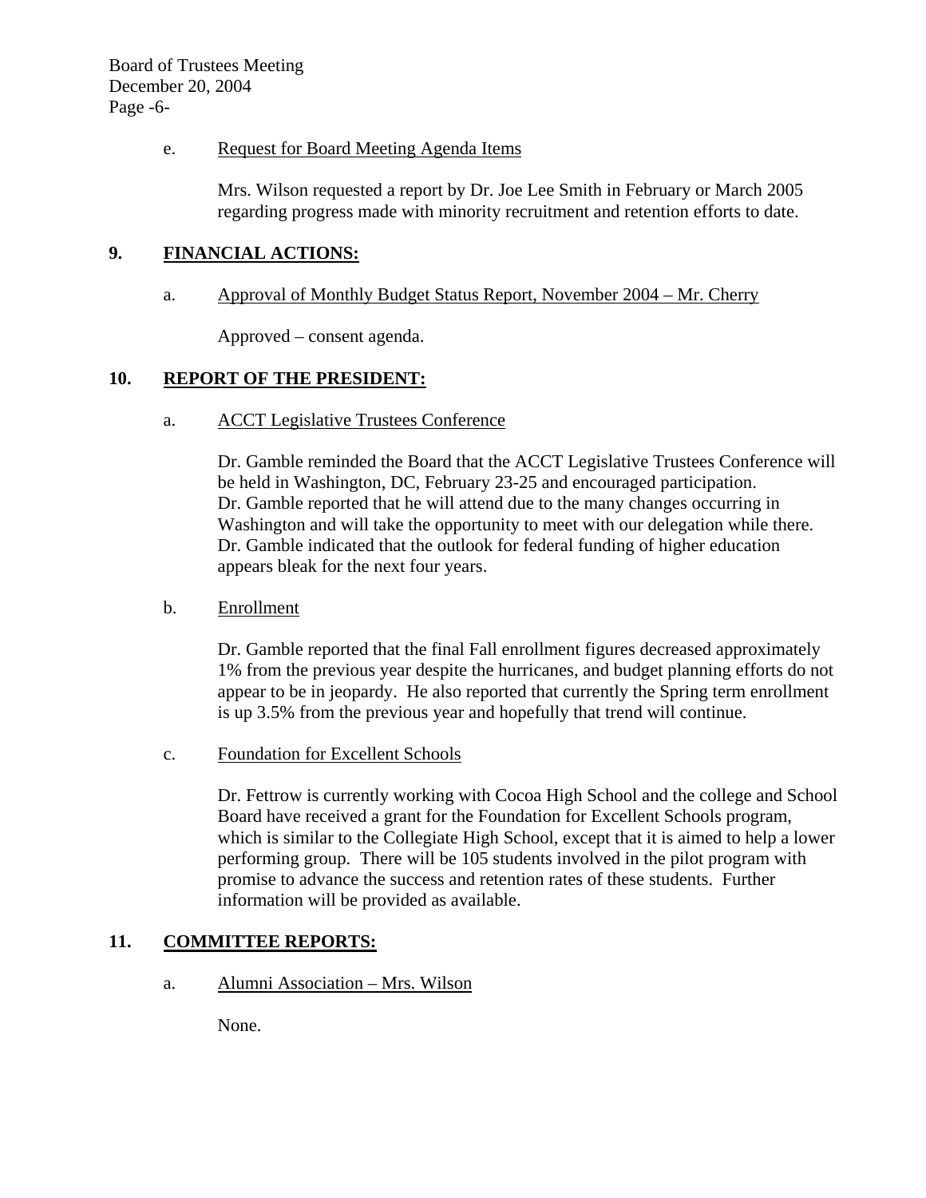e. Request for Board Meeting Agenda Items

Mrs. Wilson requested a report by Dr. Joe Lee Smith in February or March 2005 regarding progress made with minority recruitment and retention efforts to date.

## 9. FINANCIAL ACTIONS:

a. Approval of Monthly Budget Status Report, November 2004 – Mr. Cherry

Approved – consent agenda.

## 10. REPORT OF THE PRESIDENT:

a. ACCT Legislative Trustees Conference

Dr. Gamble reminded the Board that the ACCT Legislative Trustees Conference will be held in Washington, DC, February 23-25 and encouraged participation. Dr. Gamble reported that he will attend due to the many changes occurring in Washington and will take the opportunity to meet with our delegation while there. Dr. Gamble indicated that the outlook for federal funding of higher education appears bleak for the next four years.

b. Enrollment

Dr. Gamble reported that the final Fall enrollment figures decreased approximately 1% from the previous year despite the hurricanes, and budget planning efforts do not appear to be in jeopardy. He also reported that currently the Spring term enrollment is up 3.5% from the previous year and hopefully that trend will continue.

c. Foundation for Excellent Schools

Dr. Fettrow is currently working with Cocoa High School and the college and School Board have received a grant for the Foundation for Excellent Schools program, which is similar to the Collegiate High School, except that it is aimed to help a lower performing group. There will be 105 students involved in the pilot program with promise to advance the success and retention rates of these students. Further information will be provided as available.

## 11. COMMITTEE REPORTS:

a. Alumni Association – Mrs. Wilson

None.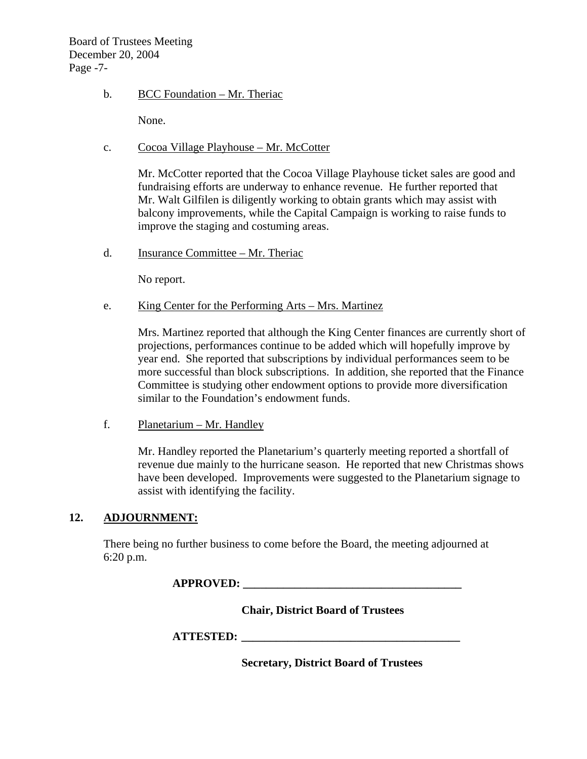b. BCC Foundation – Mr. Theriac

None.

c. Cocoa Village Playhouse – Mr. McCotter

Mr. McCotter reported that the Cocoa Village Playhouse ticket sales are good and fundraising efforts are underway to enhance revenue. He further reported that Mr. Walt Gilfilen is diligently working to obtain grants which may assist with balcony improvements, while the Capital Campaign is working to raise funds to improve the staging and costuming areas.

d. Insurance Committee – Mr. Theriac

No report.

e. King Center for the Performing Arts – Mrs. Martinez

Mrs. Martinez reported that although the King Center finances are currently short of projections, performances continue to be added which will hopefully improve by year end. She reported that subscriptions by individual performances seem to be more successful than block subscriptions. In addition, she reported that the Finance Committee is studying other endowment options to provide more diversification similar to the Foundation's endowment funds.

f. Planetarium – Mr. Handley

Mr. Handley reported the Planetarium's quarterly meeting reported a shortfall of revenue due mainly to the hurricane season. He reported that new Christmas shows have been developed. Improvements were suggested to the Planetarium signage to assist with identifying the facility.

## 12. ADJOURNMENT:

There being no further business to come before the Board, the meeting adjourned at 6:20 p.m.

**APPROVED: ______________________________________**

**Chair, District Board of Trustees**

**ATTESTED: ______________________________________**

**Secretary, District Board of Trustees**